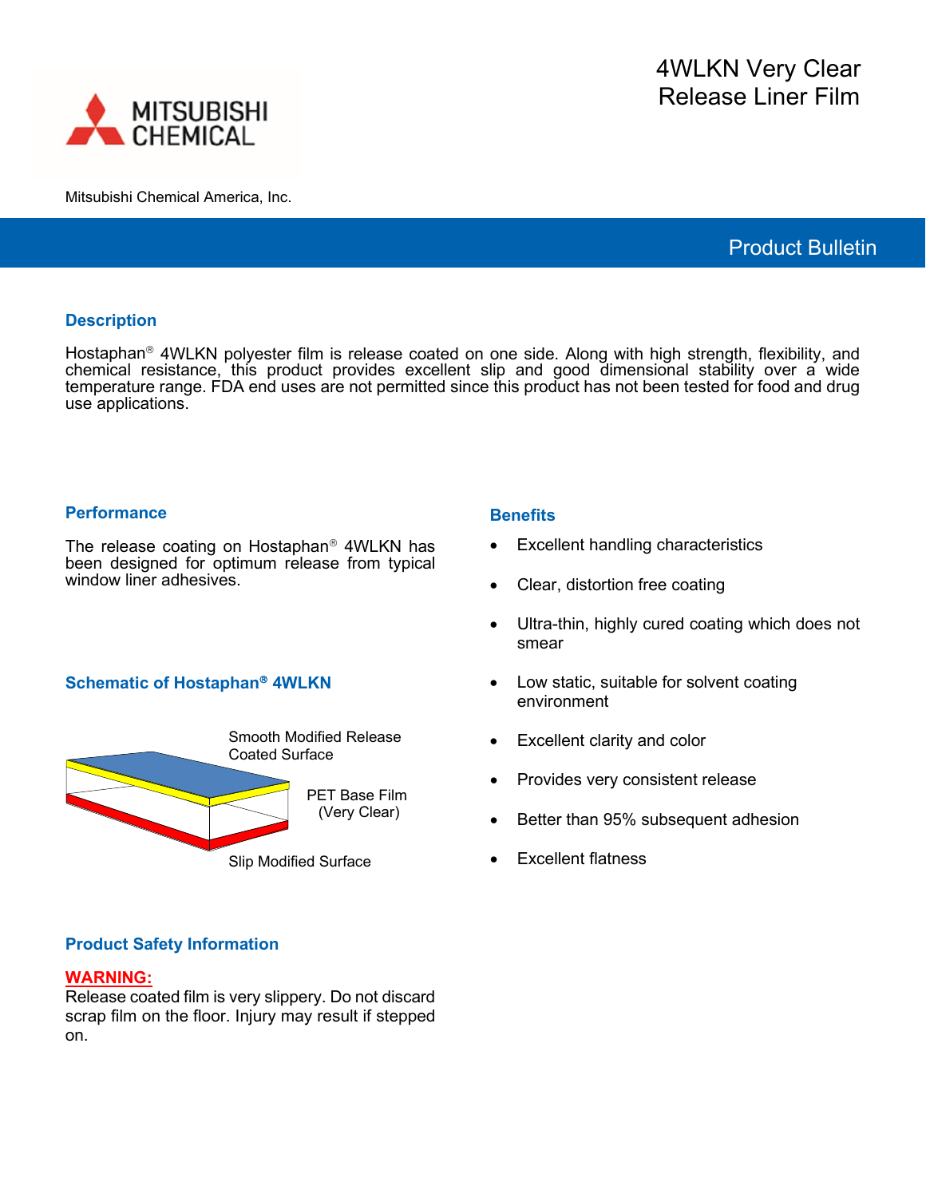# 4WLKN Very Clear Release Liner Film

Mitsubishi Chemical America, Inc.

## Product Bulletin

### Description

Hostaphan® 4WLKN polyester film is release coated on one side. Along with high strength, flexibility, and chemical resistance, this product provides excellent slip and good dimensional stability over a wide temperature range. FDA end uses are not permitted since this product has not been tested for food and drug use applications.

### Performance

The release coating on Hostaphan® 4WLKN has been designed for optimum release from typical window liner adhesives.

### Schematic of Hostaphan® 4WLKN

Smooth Modified Release Coated Surface

PET Base Film (Very Clear)

Slip Modified Surface

### Benefits

- Excellent handling characteristics
- Clear, distortion free coating
- Ultra-thin, highly cured coating which does not smear
- Low static, suitable for solvent coating environment
- Excellent clarity and color
- Provides very consistent release
- Better than 95% subsequent adhesion
- Excellent flatness

### Product Safety Information

**WARNING:**
Release coated film is very slippery. Do not discard scrap film on the floor. Injury may result if stepped on.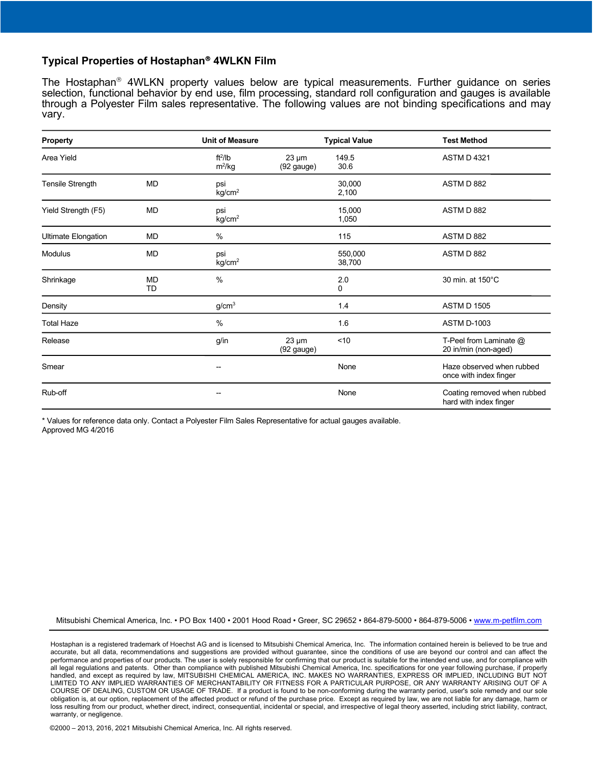### Typical Properties of Hostaphan® 4WLKN Film

The Hostaphan® 4WLKN property values below are typical measurements. Further guidance on series selection, functional behavior by end use, film processing, standard roll configuration and gauges is available through a Polyester Film sales representative. The following values are not binding specifications and may vary.

| Property | | Unit of Measure | | Typical Value | Test Method |
|---|---|---|---|---|---|
| Area Yield | | $ft^2/lb$<br>$m^2/kg$ | 23 µm<br>(92 gauge) | 149.5<br>30.6 | ASTM D 4321 |
| Tensile Strength | MD | psi<br>$kg/cm^2$ | | 30,000<br>2,100 | ASTM D 882 |
| Yield Strength (F5) | MD | psi<br>$kg/cm^2$ | | 15,000<br>1,050 | ASTM D 882 |
| Ultimate Elongation | MD | % | | 115 | ASTM D 882 |
| Modulus | MD | psi<br>$kg/cm^2$ | | 550,000<br>38,700 | ASTM D 882 |
| Shrinkage | MD<br>TD | % | | 2.0<br>0 | 30 min. at 150°C |
| Density | | $g/cm^3$ | | 1.4 | ASTM D 1505 |
| Total Haze | | % | | 1.6 | ASTM D-1003 |
| Release | | g/in | 23 µm<br>(92 gauge) | <10 | T-Peel from Laminate @ 20 in/min (non-aged) |
| Smear | | -- | | None | Haze observed when rubbed once with index finger |
| Rub-off | | -- | | None | Coating removed when rubbed hard with index finger |

* Values for reference data only. Contact a Polyester Film Sales Representative for actual gauges available.
Approved MG 4/2016

Mitsubishi Chemical America, Inc. • PO Box 1400 • 2001 Hood Road • Greer, SC 29652 • 864-879-5000 • 864-879-5006 • www.m-petfilm.com

Hostaphan is a registered trademark of Hoechst AG and is licensed to Mitsubishi Chemical America, Inc. The information contained herein is believed to be true and accurate, but all data, recommendations and suggestions are provided without guarantee, since the conditions of use are beyond our control and can affect the performance and properties of our products. The user is solely responsible for confirming that our product is suitable for the intended end use, and for compliance with all legal regulations and patents. Other than compliance with published Mitsubishi Chemical America, Inc. specifications for one year following purchase, if properly handled, and except as required by law, MITSUBISHI CHEMICAL AMERICA, INC. MAKES NO WARRANTIES, EXPRESS OR IMPLIED, INCLUDING BUT NOT LIMITED TO ANY IMPLIED WARRANTIES OF MERCHANTABILITY OR FITNESS FOR A PARTICULAR PURPOSE, OR ANY WARRANTY ARISING OUT OF A COURSE OF DEALING, CUSTOM OR USAGE OF TRADE. If a product is found to be non-conforming during the warranty period, user's sole remedy and our sole obligation is, at our option, replacement of the affected product or refund of the purchase price. Except as required by law, we are not liable for any damage, harm or loss resulting from our product, whether direct, indirect, consequential, incidental or special, and irrespective of legal theory asserted, including strict liability, contract, warranty, or negligence.

©2000 – 2013, 2016, 2021 Mitsubishi Chemical America, Inc. All rights reserved.